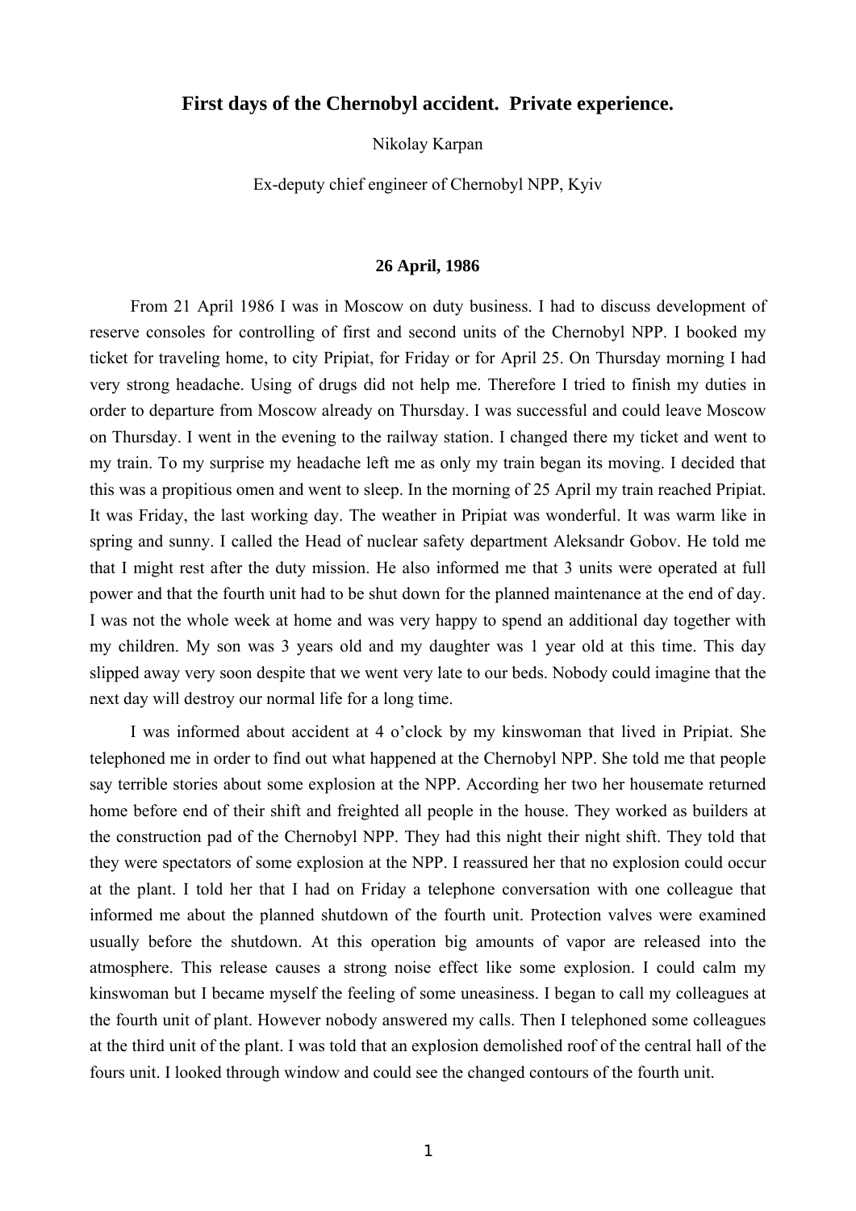# First days of the Chernobyl accident. Private experience.

Nikolay Karpan

Ex-deputy chief engineer of Chernobyl NPP, Kyiv

## 26 April, 1986

From 21 April 1986 I was in Moscow on duty business. I had to discuss development of reserve consoles for controlling of first and second units of the Chernobyl NPP. I booked my ticket for traveling home, to city Pripiat, for Friday or for April 25. On Thursday morning I had very strong headache. Using of drugs did not help me. Therefore I tried to finish my duties in order to departure from Moscow already on Thursday. I was successful and could leave Moscow on Thursday. I went in the evening to the railway station. I changed there my ticket and went to my train. To my surprise my headache left me as only my train began its moving. I decided that this was a propitious omen and went to sleep. In the morning of 25 April my train reached Pripiat. It was Friday, the last working day. The weather in Pripiat was wonderful. It was warm like in spring and sunny. I called the Head of nuclear safety department Aleksandr Gobov. He told me that I might rest after the duty mission. He also informed me that 3 units were operated at full power and that the fourth unit had to be shut down for the planned maintenance at the end of day. I was not the whole week at home and was very happy to spend an additional day together with my children. My son was 3 years old and my daughter was 1 year old at this time. This day slipped away very soon despite that we went very late to our beds. Nobody could imagine that the next day will destroy our normal life for a long time.

I was informed about accident at 4 o'clock by my kinswoman that lived in Pripiat. She telephoned me in order to find out what happened at the Chernobyl NPP. She told me that people say terrible stories about some explosion at the NPP. According her two her housemate returned home before end of their shift and freighted all people in the house. They worked as builders at the construction pad of the Chernobyl NPP. They had this night their night shift. They told that they were spectators of some explosion at the NPP. I reassured her that no explosion could occur at the plant. I told her that I had on Friday a telephone conversation with one colleague that informed me about the planned shutdown of the fourth unit. Protection valves were examined usually before the shutdown. At this operation big amounts of vapor are released into the atmosphere. This release causes a strong noise effect like some explosion. I could calm my kinswoman but I became myself the feeling of some uneasiness. I began to call my colleagues at the fourth unit of plant. However nobody answered my calls. Then I telephoned some colleagues at the third unit of the plant. I was told that an explosion demolished roof of the central hall of the fours unit. I looked through window and could see the changed contours of the fourth unit.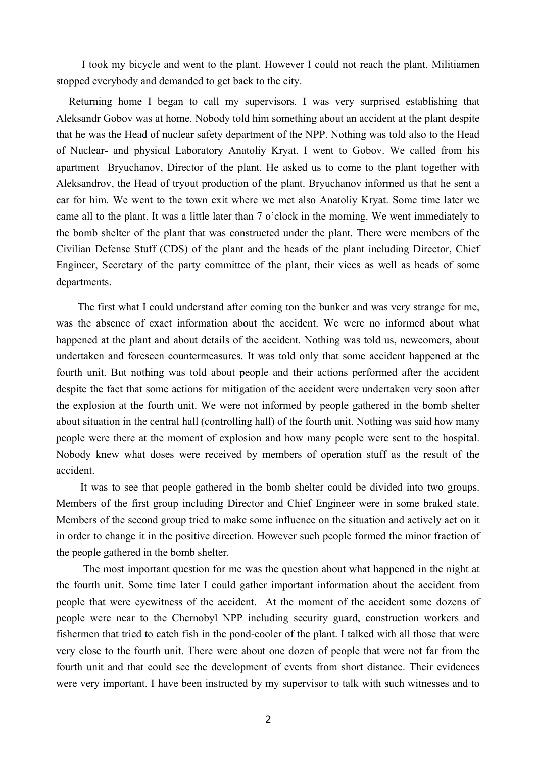I took my bicycle and went to the plant. However I could not reach the plant. Militiamen stopped everybody and demanded to get back to the city.

Returning home I began to call my supervisors. I was very surprised establishing that Aleksandr Gobov was at home. Nobody told him something about an accident at the plant despite that he was the Head of nuclear safety department of the NPP. Nothing was told also to the Head of Nuclear- and physical Laboratory Anatoliy Kryat. I went to Gobov. We called from his apartment Bryuchanov, Director of the plant. He asked us to come to the plant together with Aleksandrov, the Head of tryout production of the plant. Bryuchanov informed us that he sent a car for him. We went to the town exit where we met also Anatoliy Kryat. Some time later we came all to the plant. It was a little later than 7 o'clock in the morning. We went immediately to the bomb shelter of the plant that was constructed under the plant. There were members of the Civilian Defense Stuff (CDS) of the plant and the heads of the plant including Director, Chief Engineer, Secretary of the party committee of the plant, their vices as well as heads of some departments.

The first what I could understand after coming ton the bunker and was very strange for me, was the absence of exact information about the accident. We were no informed about what happened at the plant and about details of the accident. Nothing was told us, newcomers, about undertaken and foreseen countermeasures. It was told only that some accident happened at the fourth unit. But nothing was told about people and their actions performed after the accident despite the fact that some actions for mitigation of the accident were undertaken very soon after the explosion at the fourth unit. We were not informed by people gathered in the bomb shelter about situation in the central hall (controlling hall) of the fourth unit. Nothing was said how many people were there at the moment of explosion and how many people were sent to the hospital. Nobody knew what doses were received by members of operation stuff as the result of the accident.

It was to see that people gathered in the bomb shelter could be divided into two groups. Members of the first group including Director and Chief Engineer were in some braked state. Members of the second group tried to make some influence on the situation and actively act on it in order to change it in the positive direction. However such people formed the minor fraction of the people gathered in the bomb shelter.

The most important question for me was the question about what happened in the night at the fourth unit. Some time later I could gather important information about the accident from people that were eyewitness of the accident. At the moment of the accident some dozens of people were near to the Chernobyl NPP including security guard, construction workers and fishermen that tried to catch fish in the pond-cooler of the plant. I talked with all those that were very close to the fourth unit. There were about one dozen of people that were not far from the fourth unit and that could see the development of events from short distance. Their evidences were very important. I have been instructed by my supervisor to talk with such witnesses and to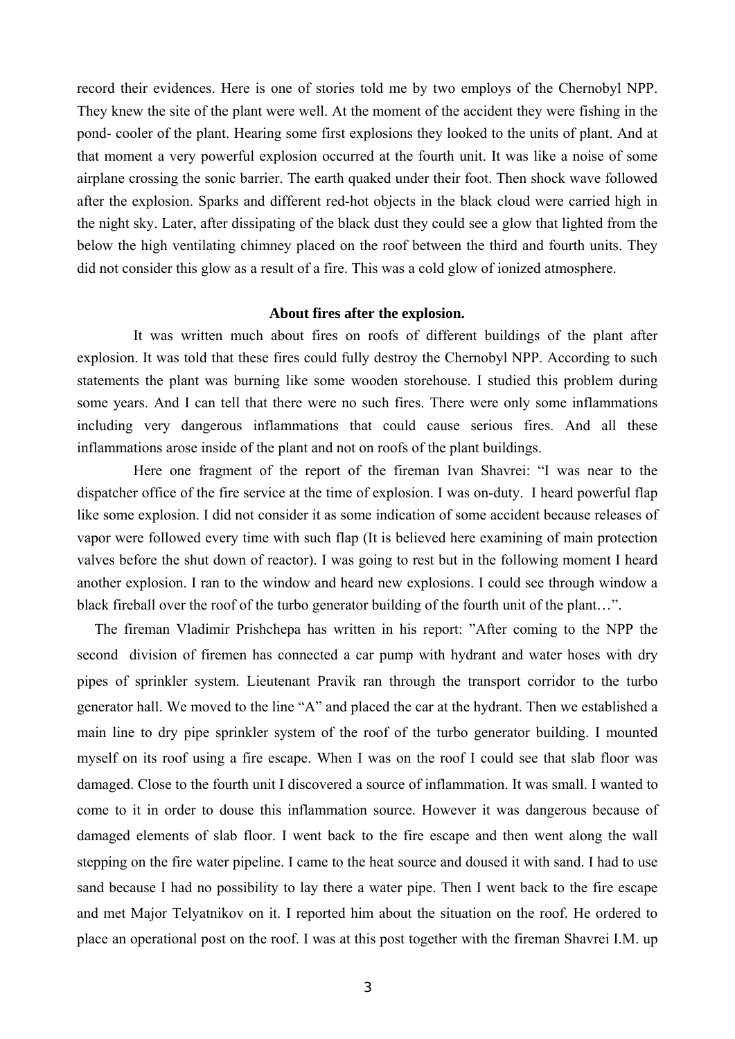record their evidences. Here is one of stories told me by two employs of the Chernobyl NPP. They knew the site of the plant were well. At the moment of the accident they were fishing in the pond- cooler of the plant. Hearing some first explosions they looked to the units of plant. And at that moment a very powerful explosion occurred at the fourth unit. It was like a noise of some airplane crossing the sonic barrier. The earth quaked under their foot. Then shock wave followed after the explosion. Sparks and different red-hot objects in the black cloud were carried high in the night sky. Later, after dissipating of the black dust they could see a glow that lighted from the below the high ventilating chimney placed on the roof between the third and fourth units. They did not consider this glow as a result of a fire. This was a cold glow of ionized atmosphere.

**About fires after the explosion.**

It was written much about fires on roofs of different buildings of the plant after explosion. It was told that these fires could fully destroy the Chernobyl NPP. According to such statements the plant was burning like some wooden storehouse. I studied this problem during some years. And I can tell that there were no such fires. There were only some inflammations including very dangerous inflammations that could cause serious fires. And all these inflammations arose inside of the plant and not on roofs of the plant buildings.

Here one fragment of the report of the fireman Ivan Shavrei: "I was near to the dispatcher office of the fire service at the time of explosion. I was on-duty. I heard powerful flap like some explosion. I did not consider it as some indication of some accident because releases of vapor were followed every time with such flap (It is believed here examining of main protection valves before the shut down of reactor). I was going to rest but in the following moment I heard another explosion. I ran to the window and heard new explosions. I could see through window a black fireball over the roof of the turbo generator building of the fourth unit of the plant…".

The fireman Vladimir Prishchepa has written in his report: "After coming to the NPP the second division of firemen has connected a car pump with hydrant and water hoses with dry pipes of sprinkler system. Lieutenant Pravik ran through the transport corridor to the turbo generator hall. We moved to the line "A" and placed the car at the hydrant. Then we established a main line to dry pipe sprinkler system of the roof of the turbo generator building. I mounted myself on its roof using a fire escape. When I was on the roof I could see that slab floor was damaged. Close to the fourth unit I discovered a source of inflammation. It was small. I wanted to come to it in order to douse this inflammation source. However it was dangerous because of damaged elements of slab floor. I went back to the fire escape and then went along the wall stepping on the fire water pipeline. I came to the heat source and doused it with sand. I had to use sand because I had no possibility to lay there a water pipe. Then I went back to the fire escape and met Major Telyatnikov on it. I reported him about the situation on the roof. He ordered to place an operational post on the roof. I was at this post together with the fireman Shavrei I.M. up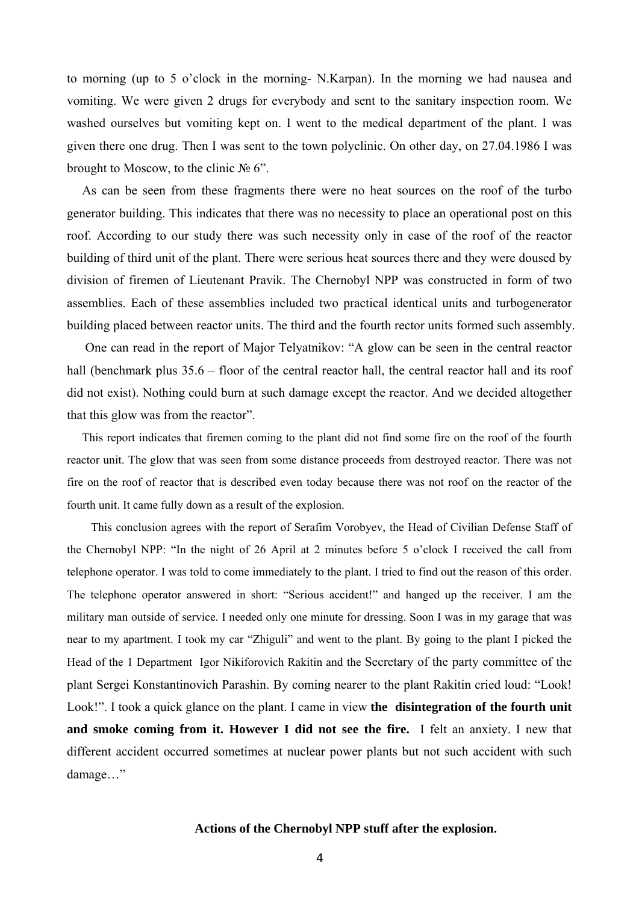to morning (up to 5 o'clock in the morning- N.Karpan). In the morning we had nausea and vomiting. We were given 2 drugs for everybody and sent to the sanitary inspection room. We washed ourselves but vomiting kept on. I went to the medical department of the plant. I was given there one drug. Then I was sent to the town polyclinic. On other day, on 27.04.1986 I was brought to Moscow, to the clinic № 6".

As can be seen from these fragments there were no heat sources on the roof of the turbo generator building. This indicates that there was no necessity to place an operational post on this roof. According to our study there was such necessity only in case of the roof of the reactor building of third unit of the plant. There were serious heat sources there and they were doused by division of firemen of Lieutenant Pravik. The Chernobyl NPP was constructed in form of two assemblies. Each of these assemblies included two practical identical units and turbogenerator building placed between reactor units. The third and the fourth rector units formed such assembly.

One can read in the report of Major Telyatnikov: "A glow can be seen in the central reactor hall (benchmark plus 35.6 – floor of the central reactor hall, the central reactor hall and its roof did not exist). Nothing could burn at such damage except the reactor. And we decided altogether that this glow was from the reactor".

This report indicates that firemen coming to the plant did not find some fire on the roof of the fourth reactor unit. The glow that was seen from some distance proceeds from destroyed reactor. There was not fire on the roof of reactor that is described even today because there was not roof on the reactor of the fourth unit. It came fully down as a result of the explosion.

This conclusion agrees with the report of Serafim Vorobyev, the Head of Civilian Defense Staff of the Chernobyl NPP: "In the night of 26 April at 2 minutes before 5 o'clock I received the call from telephone operator. I was told to come immediately to the plant. I tried to find out the reason of this order. The telephone operator answered in short: "Serious accident!" and hanged up the receiver. I am the military man outside of service. I needed only one minute for dressing. Soon I was in my garage that was near to my apartment. I took my car "Zhiguli" and went to the plant. By going to the plant I picked the Head of the 1 Department Igor Nikiforovich Rakitin and the Secretary of the party committee of the plant Sergei Konstantinovich Parashin. By coming nearer to the plant Rakitin cried loud: "Look! Look!". I took a quick glance on the plant. I came in view **the disintegration of the fourth unit and smoke coming from it. However I did not see the fire.** I felt an anxiety. I new that different accident occurred sometimes at nuclear power plants but not such accident with such damage…"

**Actions of the Chernobyl NPP stuff after the explosion.**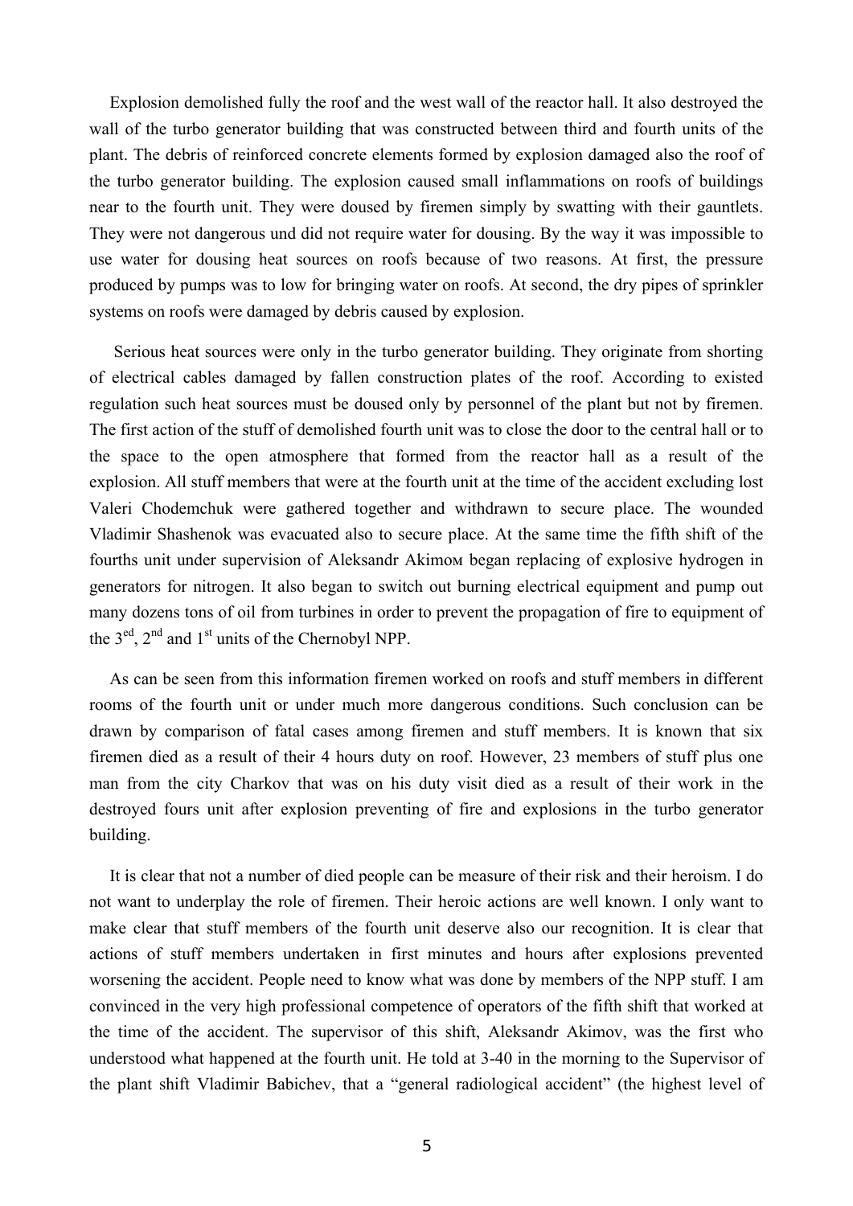Explosion demolished fully the roof and the west wall of the reactor hall. It also destroyed the wall of the turbo generator building that was constructed between third and fourth units of the plant. The debris of reinforced concrete elements formed by explosion damaged also the roof of the turbo generator building. The explosion caused small inflammations on roofs of buildings near to the fourth unit. They were doused by firemen simply by swatting with their gauntlets. They were not dangerous und did not require water for dousing. By the way it was impossible to use water for dousing heat sources on roofs because of two reasons. At first, the pressure produced by pumps was to low for bringing water on roofs. At second, the dry pipes of sprinkler systems on roofs were damaged by debris caused by explosion.

Serious heat sources were only in the turbo generator building. They originate from shorting of electrical cables damaged by fallen construction plates of the roof. According to existed regulation such heat sources must be doused only by personnel of the plant but not by firemen. The first action of the stuff of demolished fourth unit was to close the door to the central hall or to the space to the open atmosphere that formed from the reactor hall as a result of the explosion. All stuff members that were at the fourth unit at the time of the accident excluding lost Valeri Chodemchuk were gathered together and withdrawn to secure place. The wounded Vladimir Shashenok was evacuated also to secure place. At the same time the fifth shift of the fourths unit under supervision of Aleksandr Akimoм began replacing of explosive hydrogen in generators for nitrogen. It also began to switch out burning electrical equipment and pump out many dozens tons of oil from turbines in order to prevent the propagation of fire to equipment of the 3[ed], 2[nd] and 1[st] units of the Chernobyl NPP.

As can be seen from this information firemen worked on roofs and stuff members in different rooms of the fourth unit or under much more dangerous conditions. Such conclusion can be drawn by comparison of fatal cases among firemen and stuff members. It is known that six firemen died as a result of their 4 hours duty on roof. However, 23 members of stuff plus one man from the city Charkov that was on his duty visit died as a result of their work in the destroyed fours unit after explosion preventing of fire and explosions in the turbo generator building.

It is clear that not a number of died people can be measure of their risk and their heroism. I do not want to underplay the role of firemen. Their heroic actions are well known. I only want to make clear that stuff members of the fourth unit deserve also our recognition. It is clear that actions of stuff members undertaken in first minutes and hours after explosions prevented worsening the accident. People need to know what was done by members of the NPP stuff. I am convinced in the very high professional competence of operators of the fifth shift that worked at the time of the accident. The supervisor of this shift, Aleksandr Akimov, was the first who understood what happened at the fourth unit. He told at 3-40 in the morning to the Supervisor of the plant shift Vladimir Babichev, that a "general radiological accident" (the highest level of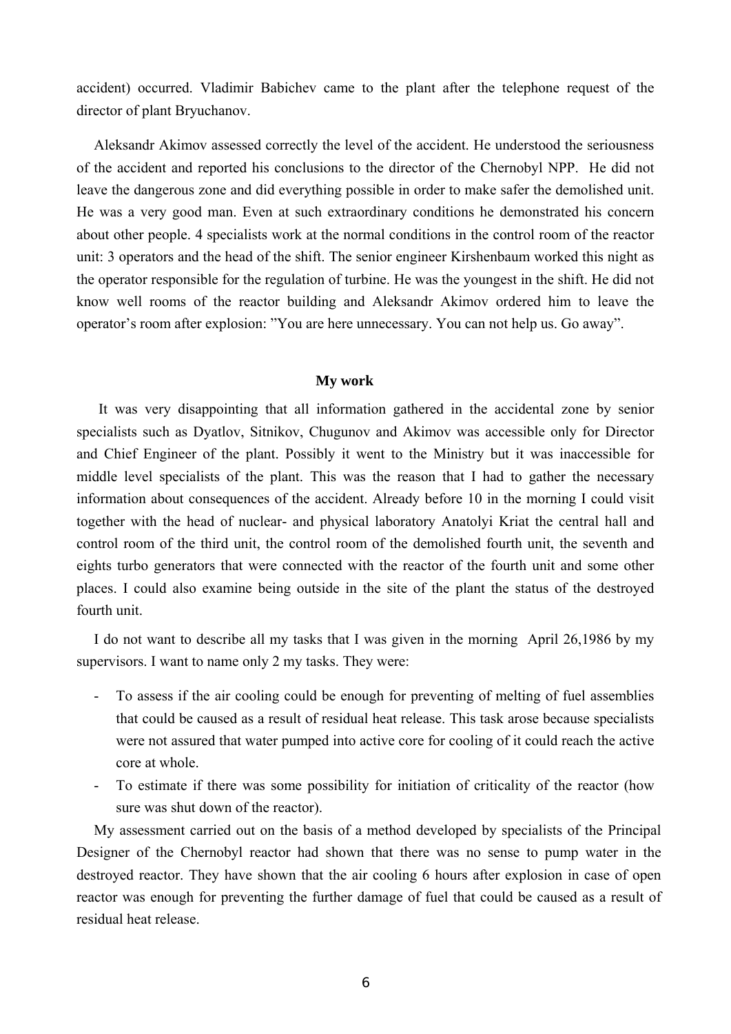accident) occurred. Vladimir Babichev came to the plant after the telephone request of the director of plant Bryuchanov.

Aleksandr Akimov assessed correctly the level of the accident. He understood the seriousness of the accident and reported his conclusions to the director of the Chernobyl NPP. He did not leave the dangerous zone and did everything possible in order to make safer the demolished unit. He was a very good man. Even at such extraordinary conditions he demonstrated his concern about other people. 4 specialists work at the normal conditions in the control room of the reactor unit: 3 operators and the head of the shift. The senior engineer Kirshenbaum worked this night as the operator responsible for the regulation of turbine. He was the youngest in the shift. He did not know well rooms of the reactor building and Aleksandr Akimov ordered him to leave the operator's room after explosion: "You are here unnecessary. You can not help us. Go away".

**My work**

It was very disappointing that all information gathered in the accidental zone by senior specialists such as Dyatlov, Sitnikov, Chugunov and Akimov was accessible only for Director and Chief Engineer of the plant. Possibly it went to the Ministry but it was inaccessible for middle level specialists of the plant. This was the reason that I had to gather the necessary information about consequences of the accident. Already before 10 in the morning I could visit together with the head of nuclear- and physical laboratory Anatolyi Kriat the central hall and control room of the third unit, the control room of the demolished fourth unit, the seventh and eights turbo generators that were connected with the reactor of the fourth unit and some other places. I could also examine being outside in the site of the plant the status of the destroyed fourth unit.

I do not want to describe all my tasks that I was given in the morning April 26,1986 by my supervisors. I want to name only 2 my tasks. They were:

- To assess if the air cooling could be enough for preventing of melting of fuel assemblies that could be caused as a result of residual heat release. This task arose because specialists were not assured that water pumped into active core for cooling of it could reach the active core at whole.
- To estimate if there was some possibility for initiation of criticality of the reactor (how sure was shut down of the reactor).

My assessment carried out on the basis of a method developed by specialists of the Principal Designer of the Chernobyl reactor had shown that there was no sense to pump water in the destroyed reactor. They have shown that the air cooling 6 hours after explosion in case of open reactor was enough for preventing the further damage of fuel that could be caused as a result of residual heat release.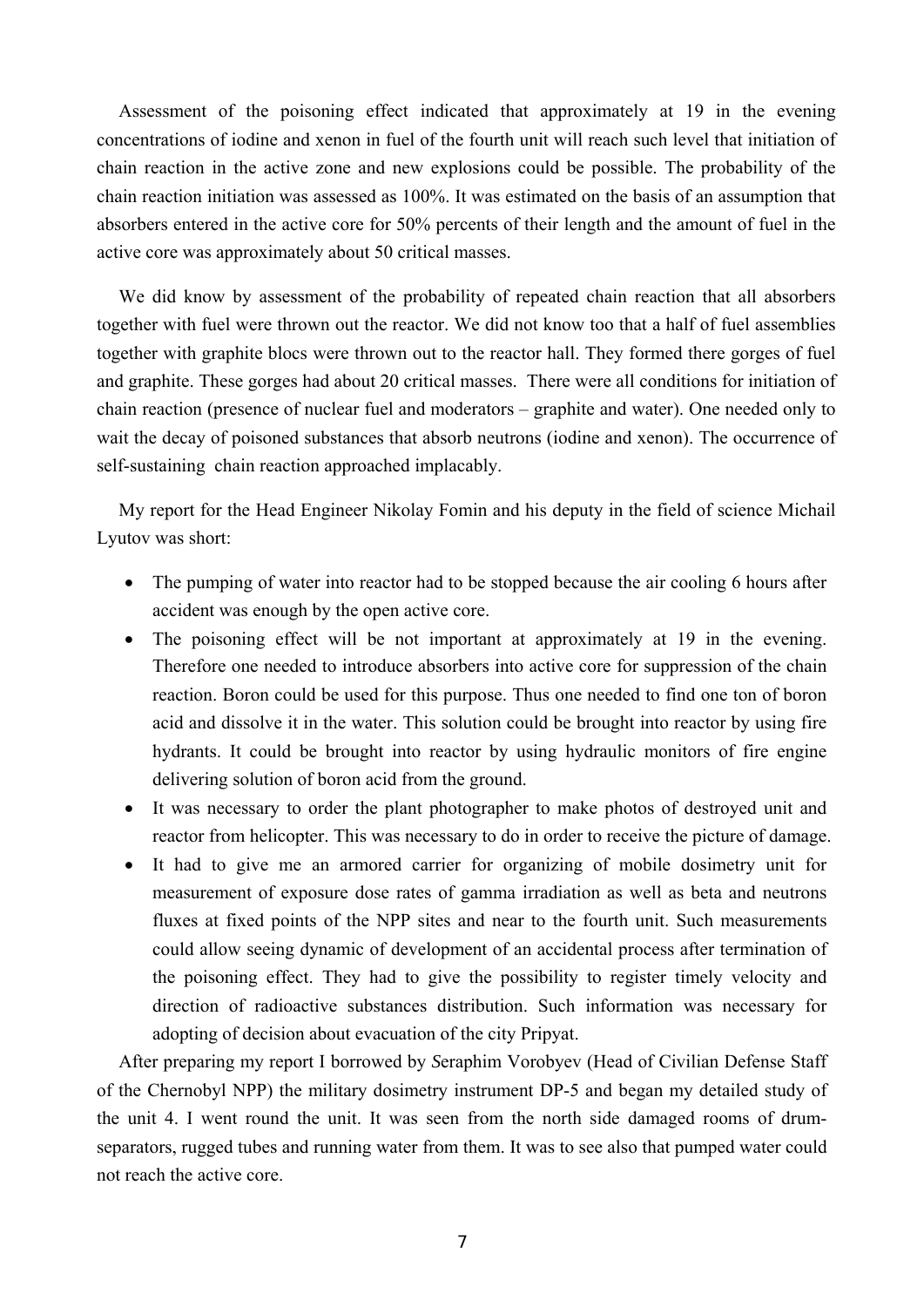Assessment of the poisoning effect indicated that approximately at 19 in the evening concentrations of iodine and xenon in fuel of the fourth unit will reach such level that initiation of chain reaction in the active zone and new explosions could be possible. The probability of the chain reaction initiation was assessed as 100%. It was estimated on the basis of an assumption that absorbers entered in the active core for 50% percents of their length and the amount of fuel in the active core was approximately about 50 critical masses.

We did know by assessment of the probability of repeated chain reaction that all absorbers together with fuel were thrown out the reactor. We did not know too that a half of fuel assemblies together with graphite blocs were thrown out to the reactor hall. They formed there gorges of fuel and graphite. These gorges had about 20 critical masses. There were all conditions for initiation of chain reaction (presence of nuclear fuel and moderators – graphite and water). One needed only to wait the decay of poisoned substances that absorb neutrons (iodine and xenon). The occurrence of self-sustaining chain reaction approached implacably.

My report for the Head Engineer Nikolay Fomin and his deputy in the field of science Michail Lyutov was short:

- The pumping of water into reactor had to be stopped because the air cooling 6 hours after accident was enough by the open active core.
- The poisoning effect will be not important at approximately at 19 in the evening. Therefore one needed to introduce absorbers into active core for suppression of the chain reaction. Boron could be used for this purpose. Thus one needed to find one ton of boron acid and dissolve it in the water. This solution could be brought into reactor by using fire hydrants. It could be brought into reactor by using hydraulic monitors of fire engine delivering solution of boron acid from the ground.
- It was necessary to order the plant photographer to make photos of destroyed unit and reactor from helicopter. This was necessary to do in order to receive the picture of damage.
- It had to give me an armored carrier for organizing of mobile dosimetry unit for measurement of exposure dose rates of gamma irradiation as well as beta and neutrons fluxes at fixed points of the NPP sites and near to the fourth unit. Such measurements could allow seeing dynamic of development of an accidental process after termination of the poisoning effect. They had to give the possibility to register timely velocity and direction of radioactive substances distribution. Such information was necessary for adopting of decision about evacuation of the city Pripyat.

After preparing my report I borrowed by *S*eraphim Vorobyev (Head of Civilian Defense Staff of the Chernobyl NPP) the military dosimetry instrument DP-5 and began my detailed study of the unit 4. I went round the unit. It was seen from the north side damaged rooms of drum-separators, rugged tubes and running water from them. It was to see also that pumped water could not reach the active core.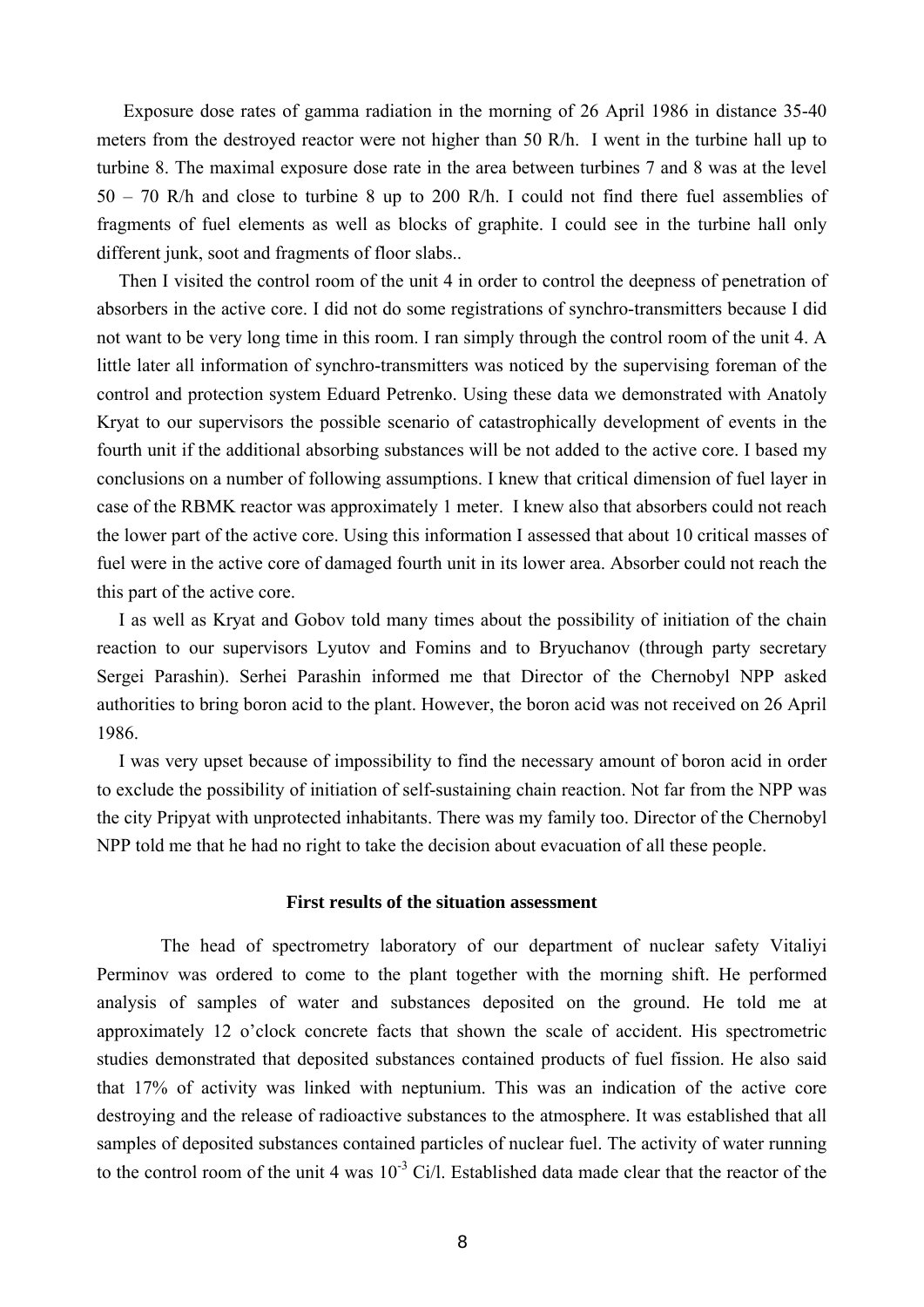Exposure dose rates of gamma radiation in the morning of 26 April 1986 in distance 35-40 meters from the destroyed reactor were not higher than 50 R/h. I went in the turbine hall up to turbine 8. The maximal exposure dose rate in the area between turbines 7 and 8 was at the level 50 – 70 R/h and close to turbine 8 up to 200 R/h. I could not find there fuel assemblies of fragments of fuel elements as well as blocks of graphite. I could see in the turbine hall only different junk, soot and fragments of floor slabs..

Then I visited the control room of the unit 4 in order to control the deepness of penetration of absorbers in the active core. I did not do some registrations of synchro-transmitters because I did not want to be very long time in this room. I ran simply through the control room of the unit 4. A little later all information of synchro-transmitters was noticed by the supervising foreman of the control and protection system Eduard Petrenko. Using these data we demonstrated with Anatoly Kryat to our supervisors the possible scenario of catastrophically development of events in the fourth unit if the additional absorbing substances will be not added to the active core. I based my conclusions on a number of following assumptions. I knew that critical dimension of fuel layer in case of the RBMK reactor was approximately 1 meter. I knew also that absorbers could not reach the lower part of the active core. Using this information I assessed that about 10 critical masses of fuel were in the active core of damaged fourth unit in its lower area. Absorber could not reach the this part of the active core.

I as well as Kryat and Gobov told many times about the possibility of initiation of the chain reaction to our supervisors Lyutov and Fomins and to Bryuchanov (through party secretary Sergei Parashin). Serhei Parashin informed me that Director of the Chernobyl NPP asked authorities to bring boron acid to the plant. However, the boron acid was not received on 26 April 1986.

I was very upset because of impossibility to find the necessary amount of boron acid in order to exclude the possibility of initiation of self-sustaining chain reaction. Not far from the NPP was the city Pripyat with unprotected inhabitants. There was my family too. Director of the Chernobyl NPP told me that he had no right to take the decision about evacuation of all these people.

### First results of the situation assessment

The head of spectrometry laboratory of our department of nuclear safety Vitaliyi Perminov was ordered to come to the plant together with the morning shift. He performed analysis of samples of water and substances deposited on the ground. He told me at approximately 12 o'clock concrete facts that shown the scale of accident. His spectrometric studies demonstrated that deposited substances contained products of fuel fission. He also said that 17% of activity was linked with neptunium. This was an indication of the active core destroying and the release of radioactive substances to the atmosphere. It was established that all samples of deposited substances contained particles of nuclear fuel. The activity of water running to the control room of the unit 4 was $10^{-3}$ Ci/l. Established data made clear that the reactor of the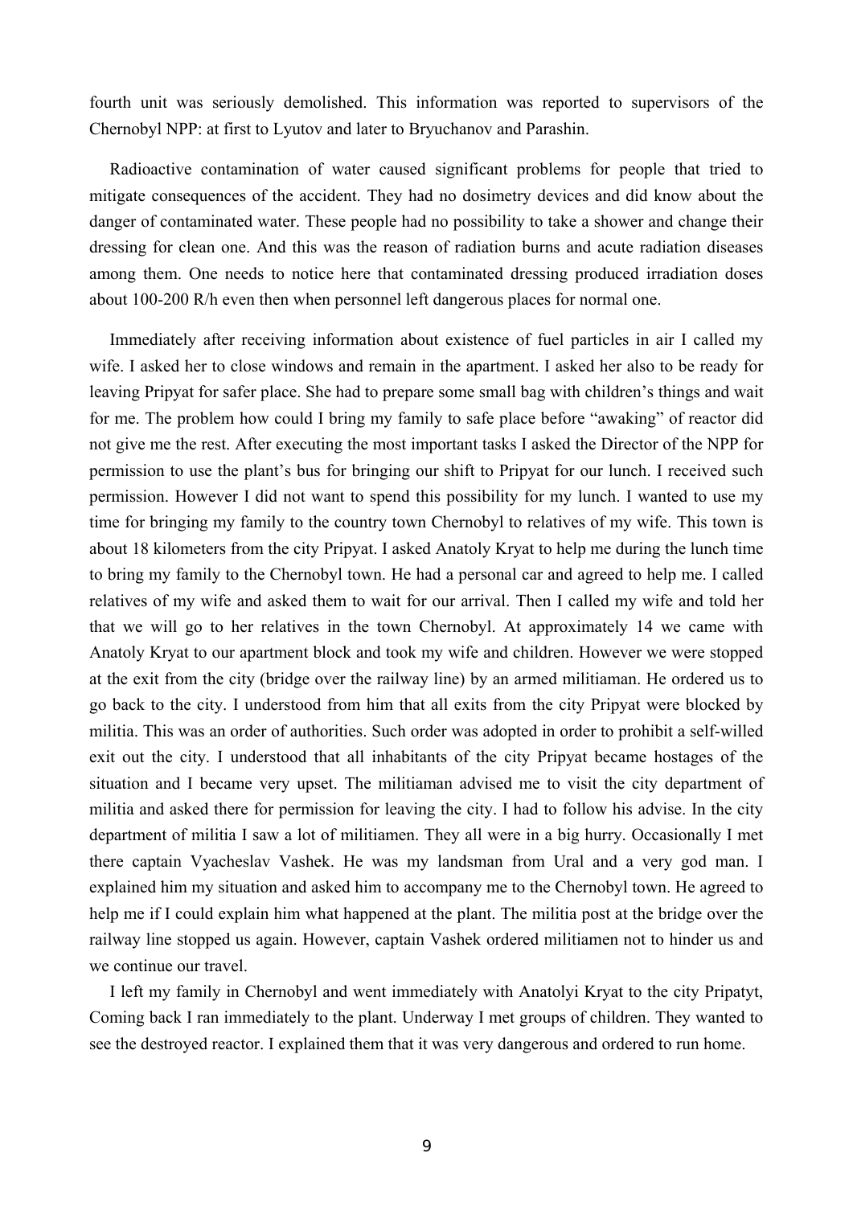fourth unit was seriously demolished. This information was reported to supervisors of the Chernobyl NPP: at first to Lyutov and later to Bryuchanov and Parashin.

Radioactive contamination of water caused significant problems for people that tried to mitigate consequences of the accident. They had no dosimetry devices and did know about the danger of contaminated water. These people had no possibility to take a shower and change their dressing for clean one. And this was the reason of radiation burns and acute radiation diseases among them. One needs to notice here that contaminated dressing produced irradiation doses about 100-200 R/h even then when personnel left dangerous places for normal one.

Immediately after receiving information about existence of fuel particles in air I called my wife. I asked her to close windows and remain in the apartment. I asked her also to be ready for leaving Pripyat for safer place. She had to prepare some small bag with children's things and wait for me. The problem how could I bring my family to safe place before "awaking" of reactor did not give me the rest. After executing the most important tasks I asked the Director of the NPP for permission to use the plant's bus for bringing our shift to Pripyat for our lunch. I received such permission. However I did not want to spend this possibility for my lunch. I wanted to use my time for bringing my family to the country town Chernobyl to relatives of my wife. This town is about 18 kilometers from the city Pripyat. I asked Anatoly Kryat to help me during the lunch time to bring my family to the Chernobyl town. He had a personal car and agreed to help me. I called relatives of my wife and asked them to wait for our arrival. Then I called my wife and told her that we will go to her relatives in the town Chernobyl. At approximately 14 we came with Anatoly Kryat to our apartment block and took my wife and children. However we were stopped at the exit from the city (bridge over the railway line) by an armed militiaman. He ordered us to go back to the city. I understood from him that all exits from the city Pripyat were blocked by militia. This was an order of authorities. Such order was adopted in order to prohibit a self-willed exit out the city. I understood that all inhabitants of the city Pripyat became hostages of the situation and I became very upset. The militiaman advised me to visit the city department of militia and asked there for permission for leaving the city. I had to follow his advise. In the city department of militia I saw a lot of militiamen. They all were in a big hurry. Occasionally I met there captain Vyacheslav Vashek. He was my landsman from Ural and a very god man. I explained him my situation and asked him to accompany me to the Chernobyl town. He agreed to help me if I could explain him what happened at the plant. The militia post at the bridge over the railway line stopped us again. However, captain Vashek ordered militiamen not to hinder us and we continue our travel.

I left my family in Chernobyl and went immediately with Anatolyi Kryat to the city Pripatyt, Coming back I ran immediately to the plant. Underway I met groups of children. They wanted to see the destroyed reactor. I explained them that it was very dangerous and ordered to run home.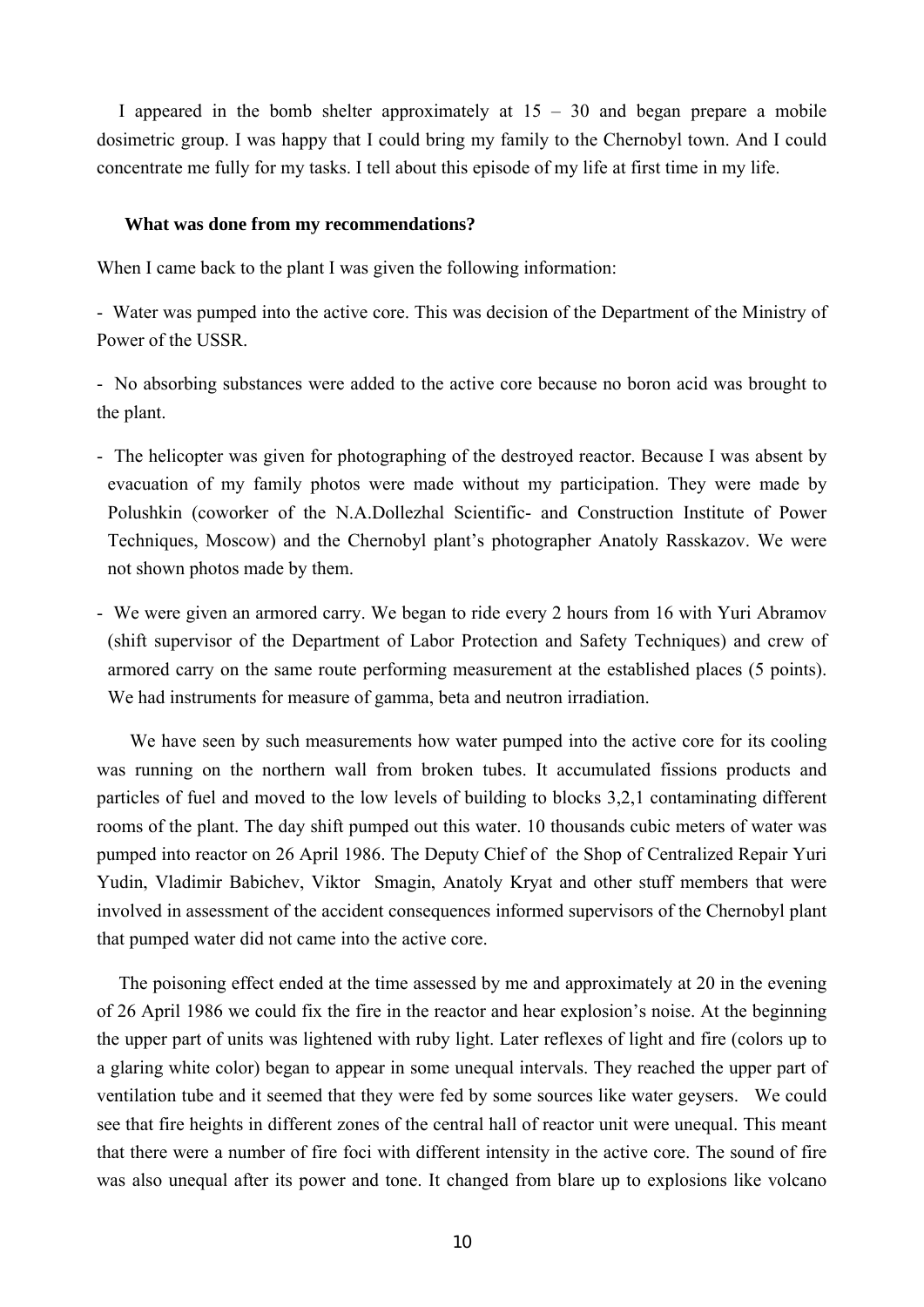I appeared in the bomb shelter approximately at 15 – 30 and began prepare a mobile dosimetric group. I was happy that I could bring my family to the Chernobyl town. And I could concentrate me fully for my tasks. I tell about this episode of my life at first time in my life.

**What was done from my recommendations?**

When I came back to the plant I was given the following information:

- Water was pumped into the active core. This was decision of the Department of the Ministry of Power of the USSR.
- No absorbing substances were added to the active core because no boron acid was brought to the plant.
- The helicopter was given for photographing of the destroyed reactor. Because I was absent by evacuation of my family photos were made without my participation. They were made by Polushkin (coworker of the N.A.Dollezhal Scientific- and Construction Institute of Power Techniques, Moscow) and the Chernobyl plant's photographer Anatoly Rasskazov. We were not shown photos made by them.
- We were given an armored carry. We began to ride every 2 hours from 16 with Yuri Abramov (shift supervisor of the Department of Labor Protection and Safety Techniques) and crew of armored carry on the same route performing measurement at the established places (5 points). We had instruments for measure of gamma, beta and neutron irradiation.

We have seen by such measurements how water pumped into the active core for its cooling was running on the northern wall from broken tubes. It accumulated fissions products and particles of fuel and moved to the low levels of building to blocks 3,2,1 contaminating different rooms of the plant. The day shift pumped out this water. 10 thousands cubic meters of water was pumped into reactor on 26 April 1986. The Deputy Chief of the Shop of Centralized Repair Yuri Yudin, Vladimir Babichev, Viktor Smagin, Anatoly Kryat and other stuff members that were involved in assessment of the accident consequences informed supervisors of the Chernobyl plant that pumped water did not came into the active core.

The poisoning effect ended at the time assessed by me and approximately at 20 in the evening of 26 April 1986 we could fix the fire in the reactor and hear explosion's noise. At the beginning the upper part of units was lightened with ruby light. Later reflexes of light and fire (colors up to a glaring white color) began to appear in some unequal intervals. They reached the upper part of ventilation tube and it seemed that they were fed by some sources like water geysers. We could see that fire heights in different zones of the central hall of reactor unit were unequal. This meant that there were a number of fire foci with different intensity in the active core. The sound of fire was also unequal after its power and tone. It changed from blare up to explosions like volcano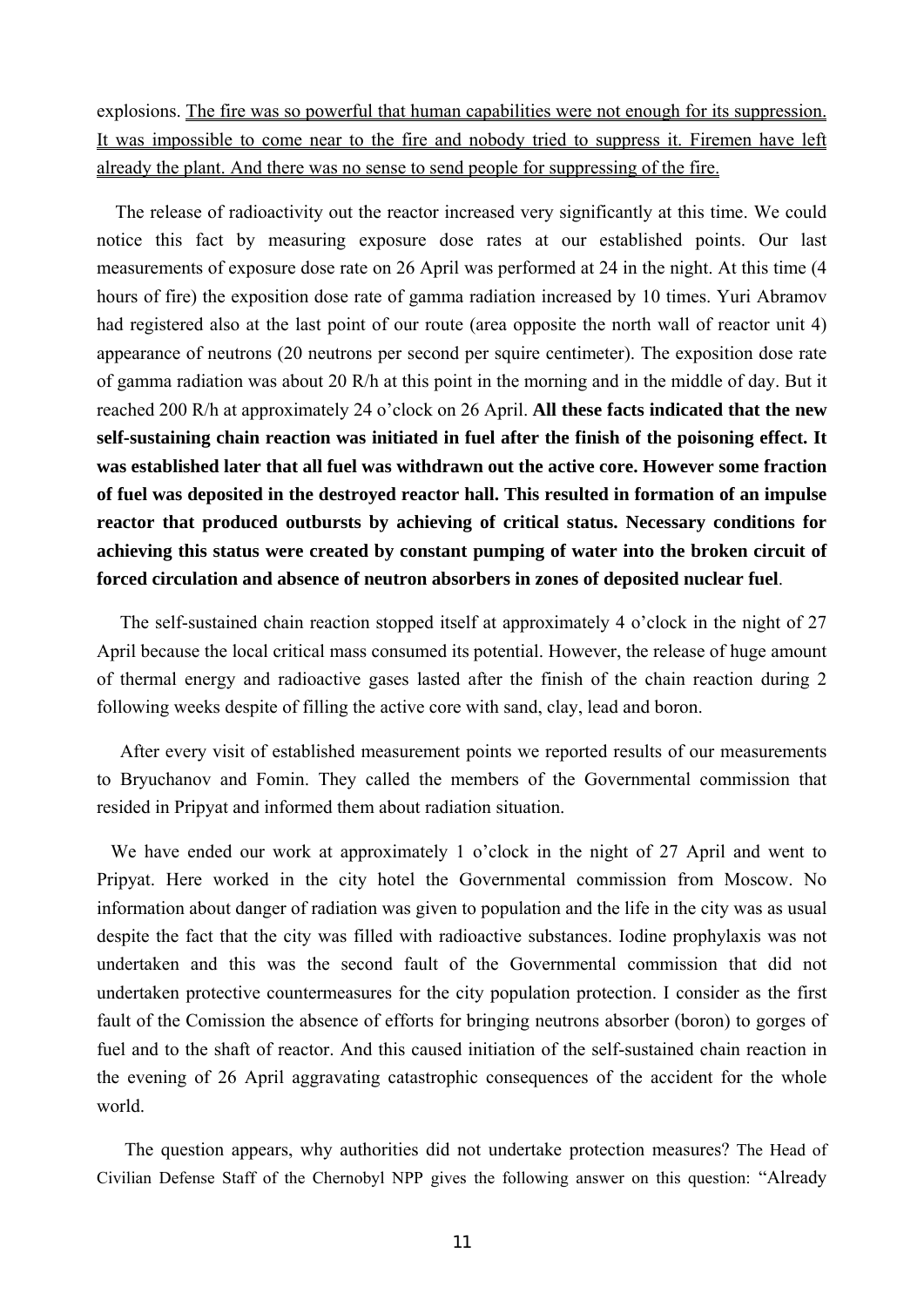explosions. <u>The fire was so powerful that human capabilities were not enough for its suppression. It was impossible to come near to the fire and nobody tried to suppress it. Firemen have left already the plant. And there was no sense to send people for suppressing of the fire.</u>

The release of radioactivity out the reactor increased very significantly at this time. We could notice this fact by measuring exposure dose rates at our established points. Our last measurements of exposure dose rate on 26 April was performed at 24 in the night. At this time (4 hours of fire) the exposition dose rate of gamma radiation increased by 10 times. Yuri Abramov had registered also at the last point of our route (area opposite the north wall of reactor unit 4) appearance of neutrons (20 neutrons per second per squire centimeter). The exposition dose rate of gamma radiation was about 20 R/h at this point in the morning and in the middle of day. But it reached 200 R/h at approximately 24 o'clock on 26 April. **All these facts indicated that the new self-sustaining chain reaction was initiated in fuel after the finish of the poisoning effect. It was established later that all fuel was withdrawn out the active core. However some fraction of fuel was deposited in the destroyed reactor hall. This resulted in formation of an impulse reactor that produced outbursts by achieving of critical status. Necessary conditions for achieving this status were created by constant pumping of water into the broken circuit of forced circulation and absence of neutron absorbers in zones of deposited nuclear fuel**.

The self-sustained chain reaction stopped itself at approximately 4 o'clock in the night of 27 April because the local critical mass consumed its potential. However, the release of huge amount of thermal energy and radioactive gases lasted after the finish of the chain reaction during 2 following weeks despite of filling the active core with sand, clay, lead and boron.

After every visit of established measurement points we reported results of our measurements to Bryuchanov and Fomin. They called the members of the Governmental commission that resided in Pripyat and informed them about radiation situation.

We have ended our work at approximately 1 o'clock in the night of 27 April and went to Pripyat. Here worked in the city hotel the Governmental commission from Moscow. No information about danger of radiation was given to population and the life in the city was as usual despite the fact that the city was filled with radioactive substances. Iodine prophylaxis was not undertaken and this was the second fault of the Governmental commission that did not undertaken protective countermeasures for the city population protection. I consider as the first fault of the Comission the absence of efforts for bringing neutrons absorber (boron) to gorges of fuel and to the shaft of reactor. And this caused initiation of the self-sustained chain reaction in the evening of 26 April aggravating catastrophic consequences of the accident for the whole world.

The question appears, why authorities did not undertake protection measures? The Head of Civilian Defense Staff of the Chernobyl NPP gives the following answer on this question: "Already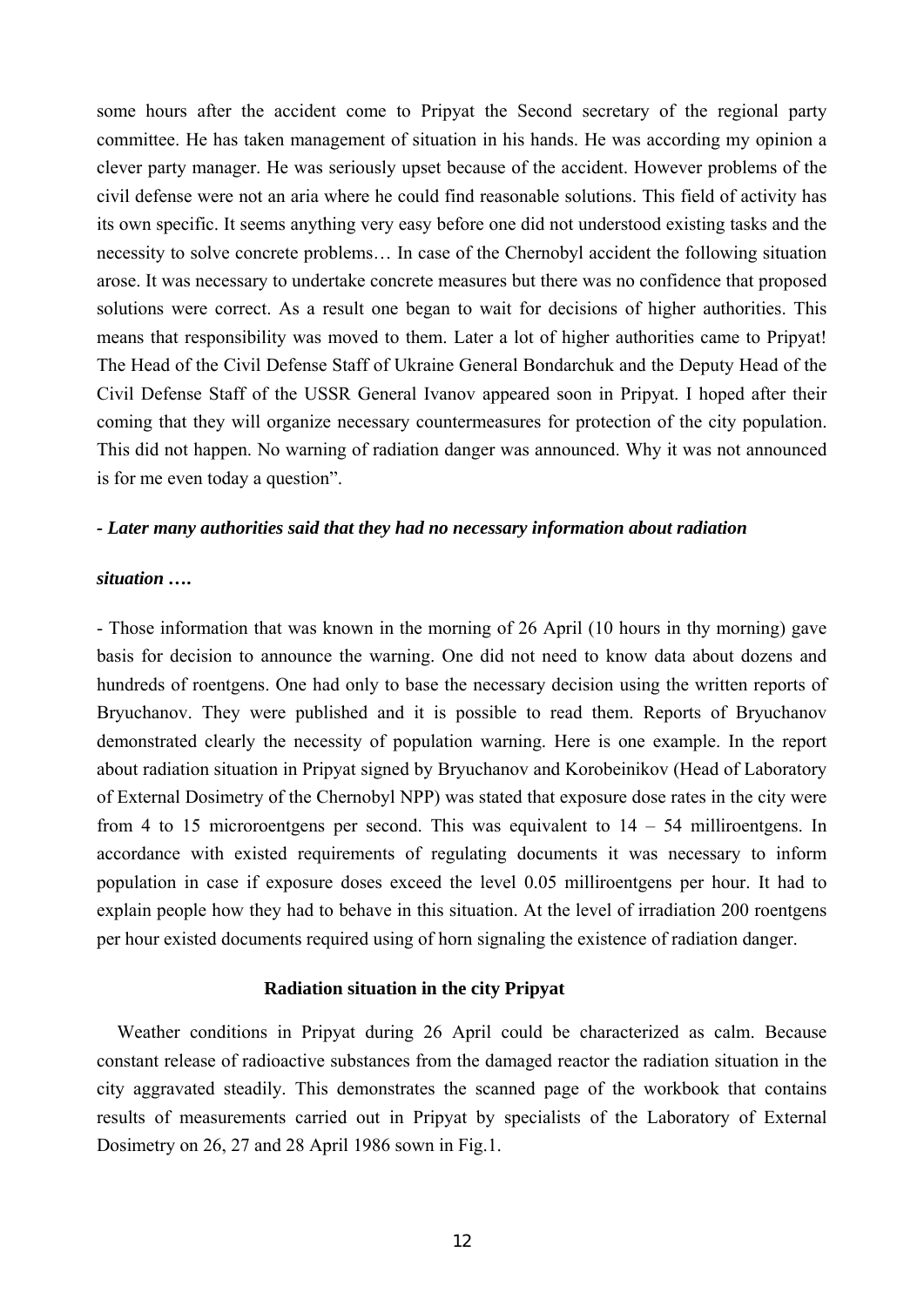some hours after the accident come to Pripyat the Second secretary of the regional party committee. He has taken management of situation in his hands. He was according my opinion a clever party manager. He was seriously upset because of the accident. However problems of the civil defense were not an aria where he could find reasonable solutions. This field of activity has its own specific. It seems anything very easy before one did not understood existing tasks and the necessity to solve concrete problems… In case of the Chernobyl accident the following situation arose. It was necessary to undertake concrete measures but there was no confidence that proposed solutions were correct. As a result one began to wait for decisions of higher authorities. This means that responsibility was moved to them. Later a lot of higher authorities came to Pripyat! The Head of the Civil Defense Staff of Ukraine General Bondarchuk and the Deputy Head of the Civil Defense Staff of the USSR General Ivanov appeared soon in Pripyat. I hoped after their coming that they will organize necessary countermeasures for protection of the city population. This did not happen. No warning of radiation danger was announced. Why it was not announced is for me even today a question".

***- Later many authorities said that they had no necessary information about radiation situation ….***

- Those information that was known in the morning of 26 April (10 hours in thy morning) gave basis for decision to announce the warning. One did not need to know data about dozens and hundreds of roentgens. One had only to base the necessary decision using the written reports of Bryuchanov. They were published and it is possible to read them. Reports of Bryuchanov demonstrated clearly the necessity of population warning. Here is one example. In the report about radiation situation in Pripyat signed by Bryuchanov and Korobeinikov (Head of Laboratory of External Dosimetry of the Chernobyl NPP) was stated that exposure dose rates in the city were from 4 to 15 microroentgens per second. This was equivalent to 14 – 54 milliroentgens. In accordance with existed requirements of regulating documents it was necessary to inform population in case if exposure doses exceed the level 0.05 milliroentgens per hour. It had to explain people how they had to behave in this situation. At the level of irradiation 200 roentgens per hour existed documents required using of horn signaling the existence of radiation danger.

**Radiation situation in the city Pripyat**

Weather conditions in Pripyat during 26 April could be characterized as calm. Because constant release of radioactive substances from the damaged reactor the radiation situation in the city aggravated steadily. This demonstrates the scanned page of the workbook that contains results of measurements carried out in Pripyat by specialists of the Laboratory of External Dosimetry on 26, 27 and 28 April 1986 sown in Fig.1.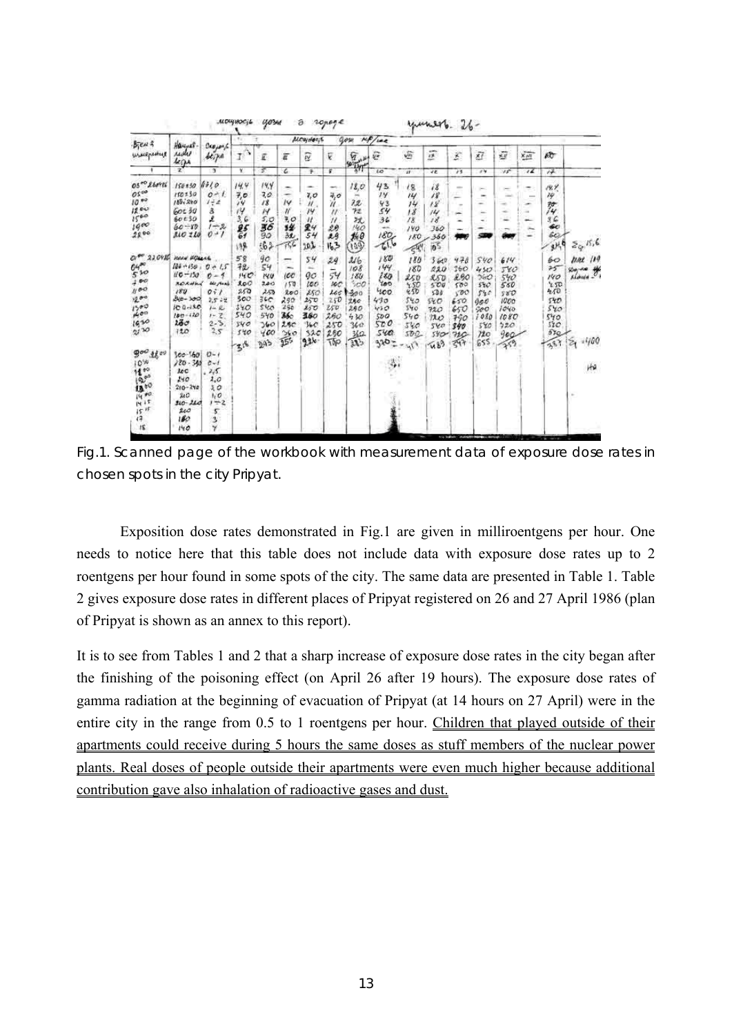Fig.1. Scanned page of the workbook with measurement data of exposure dose rates in chosen spots in the city Pripyat.

Exposition dose rates demonstrated in Fig.1 are given in milliroentgens per hour. One needs to notice here that this table does not include data with exposure dose rates up to 2 roentgens per hour found in some spots of the city. The same data are presented in Table 1. Table 2 gives exposure dose rates in different places of Pripyat registered on 26 and 27 April 1986 (plan of Pripyat is shown as an annex to this report).

It is to see from Tables 1 and 2 that a sharp increase of exposure dose rates in the city began after the finishing of the poisoning effect (on April 26 after 19 hours). The exposure dose rates of gamma radiation at the beginning of evacuation of Pripyat (at 14 hours on 27 April) were in the entire city in the range from 0.5 to 1 roentgens per hour. Children that played outside of their apartments could receive during 5 hours the same doses as stuff members of the nuclear power plants. Real doses of people outside their apartments were even much higher because additional contribution gave also inhalation of radioactive gases and dust.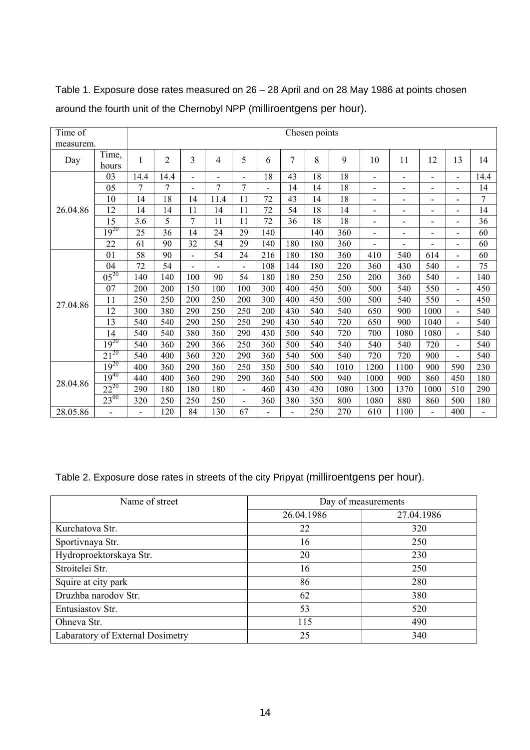Table 1. Exposure dose rates measured on 26 – 28 April and on 28 May 1986 at points chosen around the fourth unit of the Chernobyl NPP (milliroentgens per hour).

| Time of measurem. | | Chosen points | | | | | | | | | | | | | |
|---|---|---|---|---|---|---|---|---|---|---|---|---|---|---|---|
| Day | Time, hours | 1 | 2 | 3 | 4 | 5 | 6 | 7 | 8 | 9 | 10 | 11 | 12 | 13 | 14 |
| 26.04.86 | 03 | 14.4 | 14.4 | - | - | - | 18 | 43 | 18 | 18 | - | - | - | - | 14.4 |
| | 05 | 7 | 7 | - | 7 | 7 | - | 14 | 14 | 18 | - | - | - | - | 14 |
| | 10 | 14 | 18 | 14 | 11.4 | 11 | 72 | 43 | 14 | 18 | - | - | - | - | 7 |
| | 12 | 14 | 14 | 11 | 14 | 11 | 72 | 54 | 18 | 14 | - | - | - | - | 14 |
| | 15 | 3.6 | 5 | 7 | 11 | 11 | 72 | 36 | 18 | 18 | - | - | - | - | 36 |
| | $19^{20}$ | 25 | 36 | 14 | 24 | 29 | 140 | | 140 | 360 | - | - | - | - | 60 |
| | 22 | 61 | 90 | 32 | 54 | 29 | 140 | 180 | 180 | 360 | - | - | - | - | 60 |
| 27.04.86 | 01 | 58 | 90 | - | 54 | 24 | 216 | 180 | 180 | 360 | 410 | 540 | 614 | - | 60 |
| | 04 | 72 | 54 | - | - | - | 108 | 144 | 180 | 220 | 360 | 430 | 540 | - | 75 |
| | $05^{20}$ | 140 | 140 | 100 | 90 | 54 | 180 | 180 | 250 | 250 | 200 | 360 | 540 | - | 140 |
| | 07 | 200 | 200 | 150 | 100 | 100 | 300 | 400 | 450 | 500 | 500 | 540 | 550 | - | 450 |
| | 11 | 250 | 250 | 200 | 250 | 200 | 300 | 400 | 450 | 500 | 500 | 540 | 550 | - | 450 |
| | 12 | 300 | 380 | 290 | 250 | 250 | 200 | 430 | 540 | 540 | 650 | 900 | 1000 | - | 540 |
| | 13 | 540 | 540 | 290 | 250 | 250 | 290 | 430 | 540 | 720 | 650 | 900 | 1040 | - | 540 |
| | 14 | 540 | 540 | 380 | 360 | 290 | 430 | 500 | 540 | 720 | 700 | 1080 | 1080 | - | 540 |
| | $19^{20}$ | 540 | 360 | 290 | 366 | 250 | 360 | 500 | 540 | 540 | 540 | 540 | 720 | - | 540 |
| | $21^{20}$ | 540 | 400 | 360 | 320 | 290 | 360 | 540 | 500 | 540 | 720 | 720 | 900 | - | 540 |
| 28.04.86 | $19^{20}$ | 400 | 360 | 290 | 360 | 250 | 350 | 500 | 540 | 1010 | 1200 | 1100 | 900 | 590 | 230 |
| | $19^{40}$ | 440 | 400 | 360 | 290 | 290 | 360 | 540 | 500 | 940 | 1000 | 900 | 860 | 450 | 180 |
| | $22^{20}$ | 290 | 180 | 180 | 180 | - | 460 | 430 | 430 | 1080 | 1300 | 1370 | 1000 | 510 | 290 |
| | $23^{00}$ | 320 | 250 | 250 | 250 | - | 360 | 380 | 350 | 800 | 1080 | 880 | 860 | 500 | 180 |
| 28.05.86 | - | - | 120 | 84 | 130 | 67 | - | - | 250 | 270 | 610 | 1100 | - | 400 | - |

Table 2. Exposure dose rates in streets of the city Pripyat (milliroentgens per hour).

| Name of street | Day of measurements | |
|---|---|---|
| | 26.04.1986 | 27.04.1986 |
| Kurchatova Str. | 22 | 320 |
| Sportivnaya Str. | 16 | 250 |
| Hydroproektorskaya Str. | 20 | 230 |
| Stroitelei Str. | 16 | 250 |
| Squire at city park | 86 | 280 |
| Druzhba narodov Str. | 62 | 380 |
| Entusiastov Str. | 53 | 520 |
| Ohneva Str. | 115 | 490 |
| Labaratory of External Dosimetry | 25 | 340 |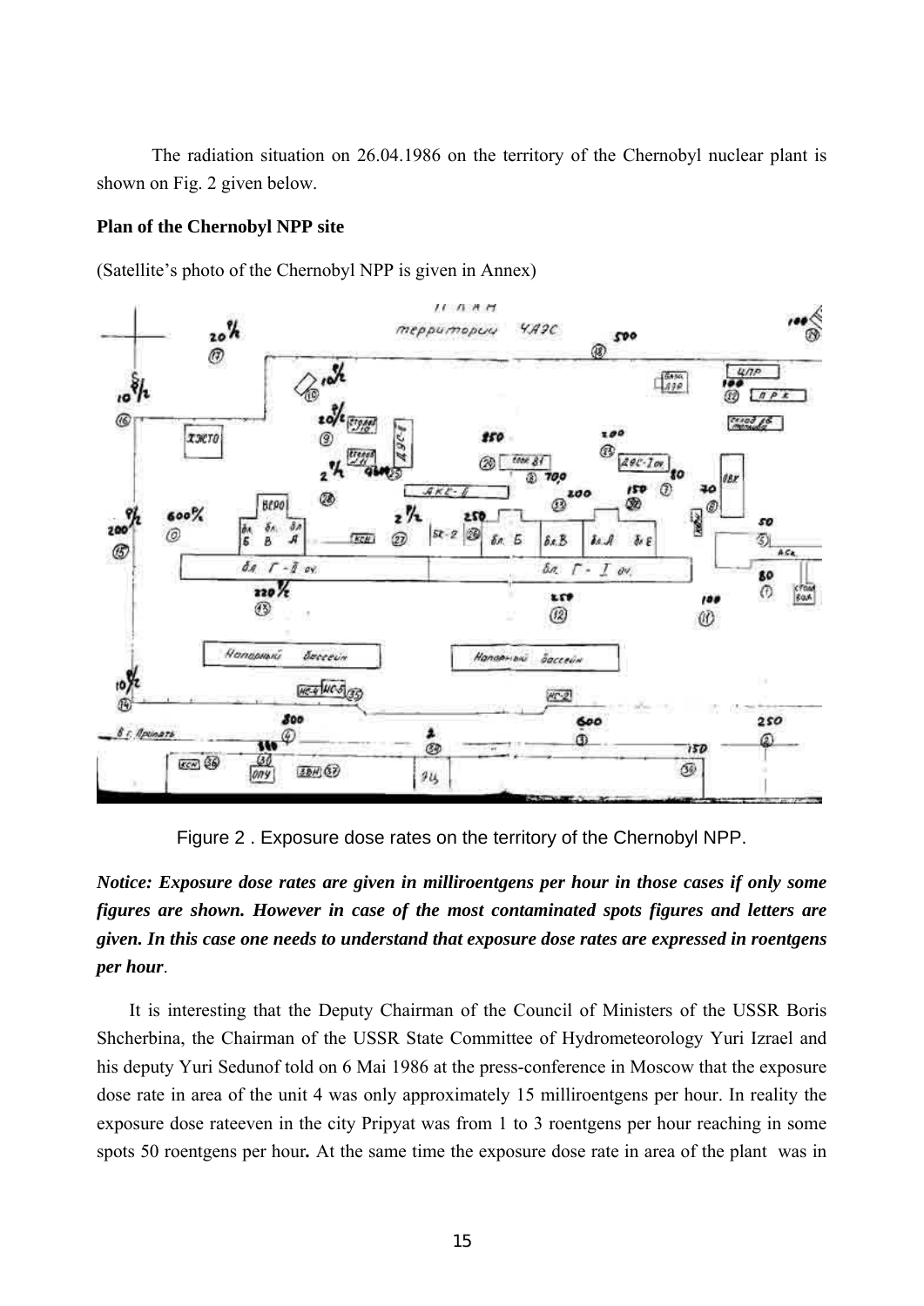The radiation situation on 26.04.1986 on the territory of the Chernobyl nuclear plant is shown on Fig. 2 given below.

**Plan of the Chernobyl NPP site**

(Satellite's photo of the Chernobyl NPP is given in Annex)

Figure 2 . Exposure dose rates on the territory of the Chernobyl NPP.

***Notice: Exposure dose rates are given in milliroentgens per hour in those cases if only some figures are shown. However in case of the most contaminated spots figures and letters are given. In this case one needs to understand that exposure dose rates are expressed in roentgens per hour***.

It is interesting that the Deputy Chairman of the Council of Ministers of the USSR Boris Shcherbina, the Chairman of the USSR State Committee of Hydrometeorology Yuri Izrael and his deputy Yuri Sedunof told on 6 Mai 1986 at the press-conference in Moscow that the exposure dose rate in area of the unit 4 was only approximately 15 milliroentgens per hour. In reality the exposure dose rateeven in the city Pripyat was from 1 to 3 roentgens per hour reaching in some spots 50 roentgens per hour**.** At the same time the exposure dose rate in area of the plant was in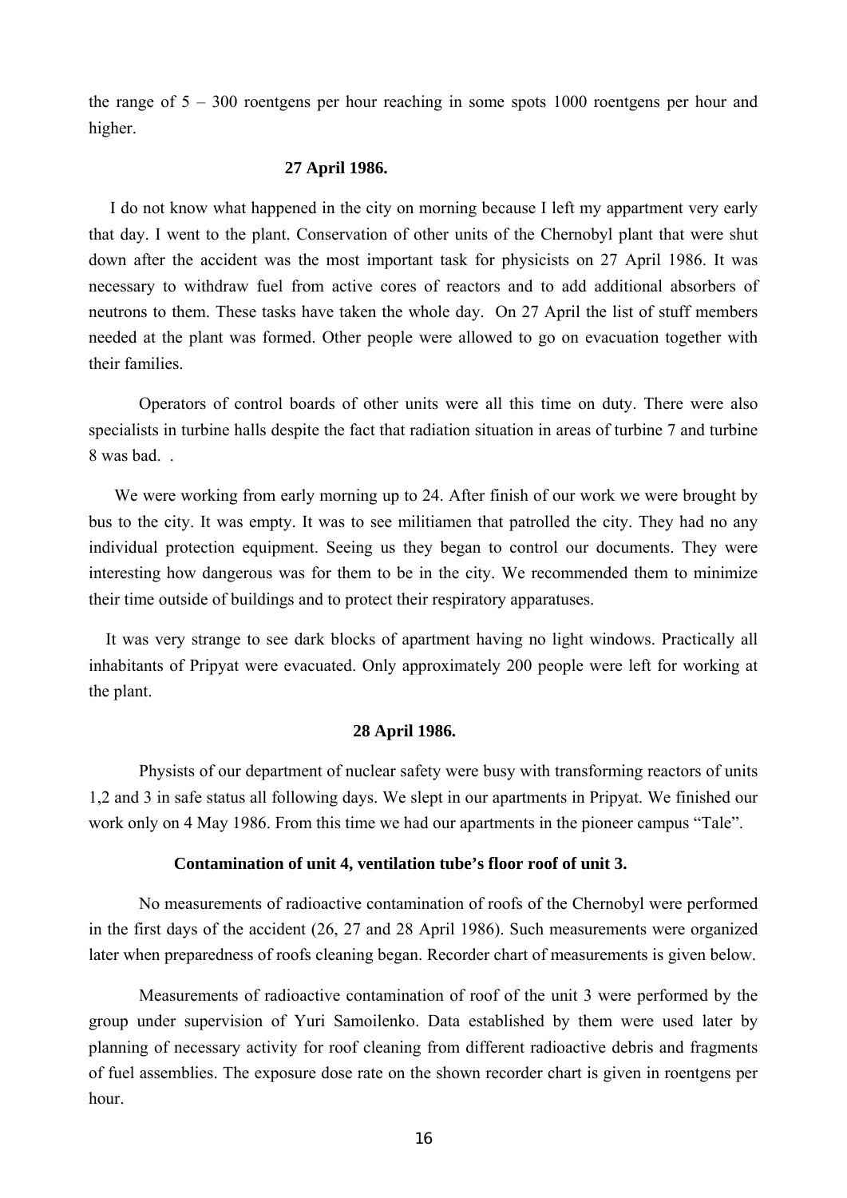the range of 5 – 300 roentgens per hour reaching in some spots 1000 roentgens per hour and higher.

**27 April 1986.**

I do not know what happened in the city on morning because I left my appartment very early that day. I went to the plant. Conservation of other units of the Chernobyl plant that were shut down after the accident was the most important task for physicists on 27 April 1986. It was necessary to withdraw fuel from active cores of reactors and to add additional absorbers of neutrons to them. These tasks have taken the whole day. On 27 April the list of stuff members needed at the plant was formed. Other people were allowed to go on evacuation together with their families.

Operators of control boards of other units were all this time on duty. There were also specialists in turbine halls despite the fact that radiation situation in areas of turbine 7 and turbine 8 was bad. .

We were working from early morning up to 24. After finish of our work we were brought by bus to the city. It was empty. It was to see militiamen that patrolled the city. They had no any individual protection equipment. Seeing us they began to control our documents. They were interesting how dangerous was for them to be in the city. We recommended them to minimize their time outside of buildings and to protect their respiratory apparatuses.

It was very strange to see dark blocks of apartment having no light windows. Practically all inhabitants of Pripyat were evacuated. Only approximately 200 people were left for working at the plant.

**28 April 1986.**

Physists of our department of nuclear safety were busy with transforming reactors of units 1,2 and 3 in safe status all following days. We slept in our apartments in Pripyat. We finished our work only on 4 May 1986. From this time we had our apartments in the pioneer campus "Tale".

**Contamination of unit 4, ventilation tube's floor roof of unit 3.**

No measurements of radioactive contamination of roofs of the Chernobyl were performed in the first days of the accident (26, 27 and 28 April 1986). Such measurements were organized later when preparedness of roofs cleaning began. Recorder chart of measurements is given below.

Measurements of radioactive contamination of roof of the unit 3 were performed by the group under supervision of Yuri Samoilenko. Data established by them were used later by planning of necessary activity for roof cleaning from different radioactive debris and fragments of fuel assemblies. The exposure dose rate on the shown recorder chart is given in roentgens per hour.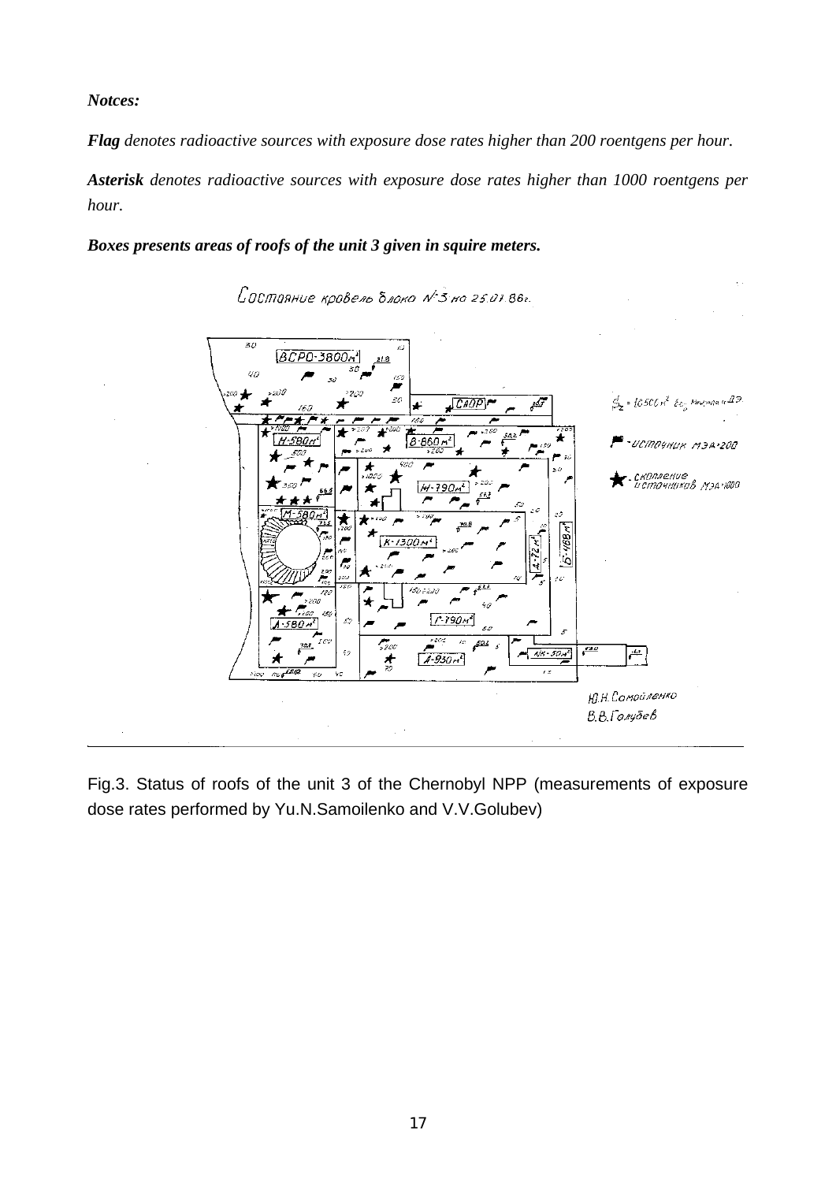***Notces:***

***Flag** denotes radioactive sources with exposure dose rates higher than 200 roentgens per hour.*

***Asterisk** denotes radioactive sources with exposure dose rates higher than 1000 roentgens per hour.*

***Boxes presents areas of roofs of the unit 3 given in squire meters.***

Состояние кровель блока № 3 на 25.07.86г.

Ю.Н.Самойленко
В.В.Голубев

Fig.3. Status of roofs of the unit 3 of the Chernobyl NPP (measurements of exposure dose rates performed by Yu.N.Samoilenko and V.V.Golubev)